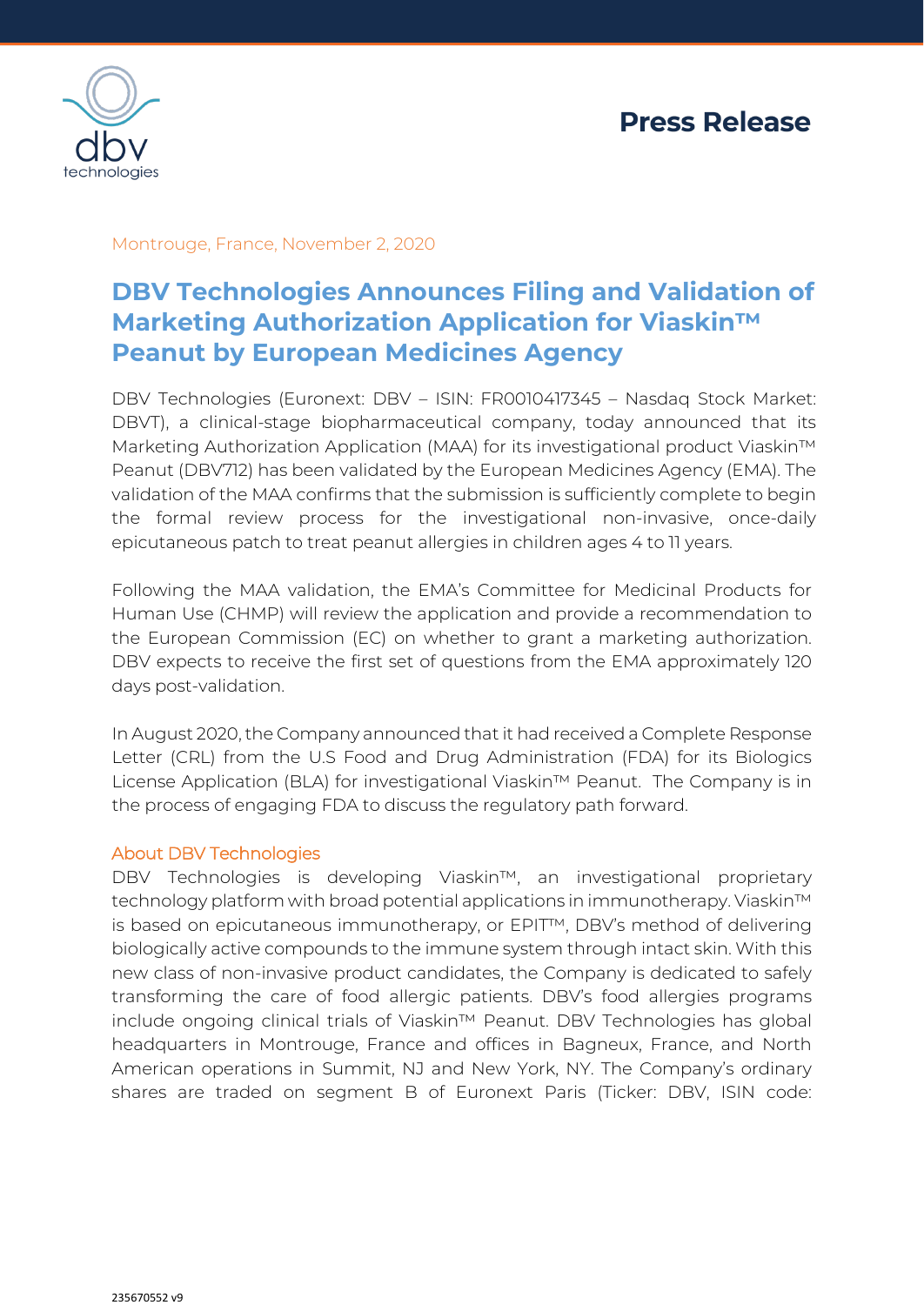Press Release

Montrouge, France, November 2, 2020

# DBV Technologies Announces Filing and Validation of Marketing Authorization Application for Viaskin™ Peanut by European Medicines Agency

DBV Technologies (Euronext: DBV – ISIN: FR0010417345 – Nasdaq Stock Market: DBVT), a clinical-stage biopharmaceutical company, today announced that its Marketing Authorization Application (MAA) for its investigational product Viaskin™ Peanut (DBV712) has been validated by the European Medicines Agency (EMA). The validation of the MAA confirms that the submission is sufficiently complete to begin the formal review process for the investigational non-invasive, once-daily epicutaneous patch to treat peanut allergies in children ages 4 to 11 years.

Following the MAA validation, the EMA's Committee for Medicinal Products for Human Use (CHMP) will review the application and provide a recommendation to the European Commission (EC) on whether to grant a marketing authorization. DBV expects to receive the first set of questions from the EMA approximately 120 days post-validation.

In August 2020, the Company announced that it had received a Complete Response Letter (CRL) from the U.S Food and Drug Administration (FDA) for its Biologics License Application (BLA) for investigational Viaskin™ Peanut. The Company is in the process of engaging FDA to discuss the regulatory path forward.

## About DBV Technologies

DBV Technologies is developing Viaskin™, an investigational proprietary technology platform with broad potential applications in immunotherapy. Viaskin™ is based on epicutaneous immunotherapy, or EPIT™, DBV's method of delivering biologically active compounds to the immune system through intact skin. With this new class of non-invasive product candidates, the Company is dedicated to safely transforming the care of food allergic patients. DBV's food allergies programs include ongoing clinical trials of Viaskin™ Peanut. DBV Technologies has global headquarters in Montrouge, France and offices in Bagneux, France, and North American operations in Summit, NJ and New York, NY. The Company's ordinary shares are traded on segment B of Euronext Paris (Ticker: DBV, ISIN code: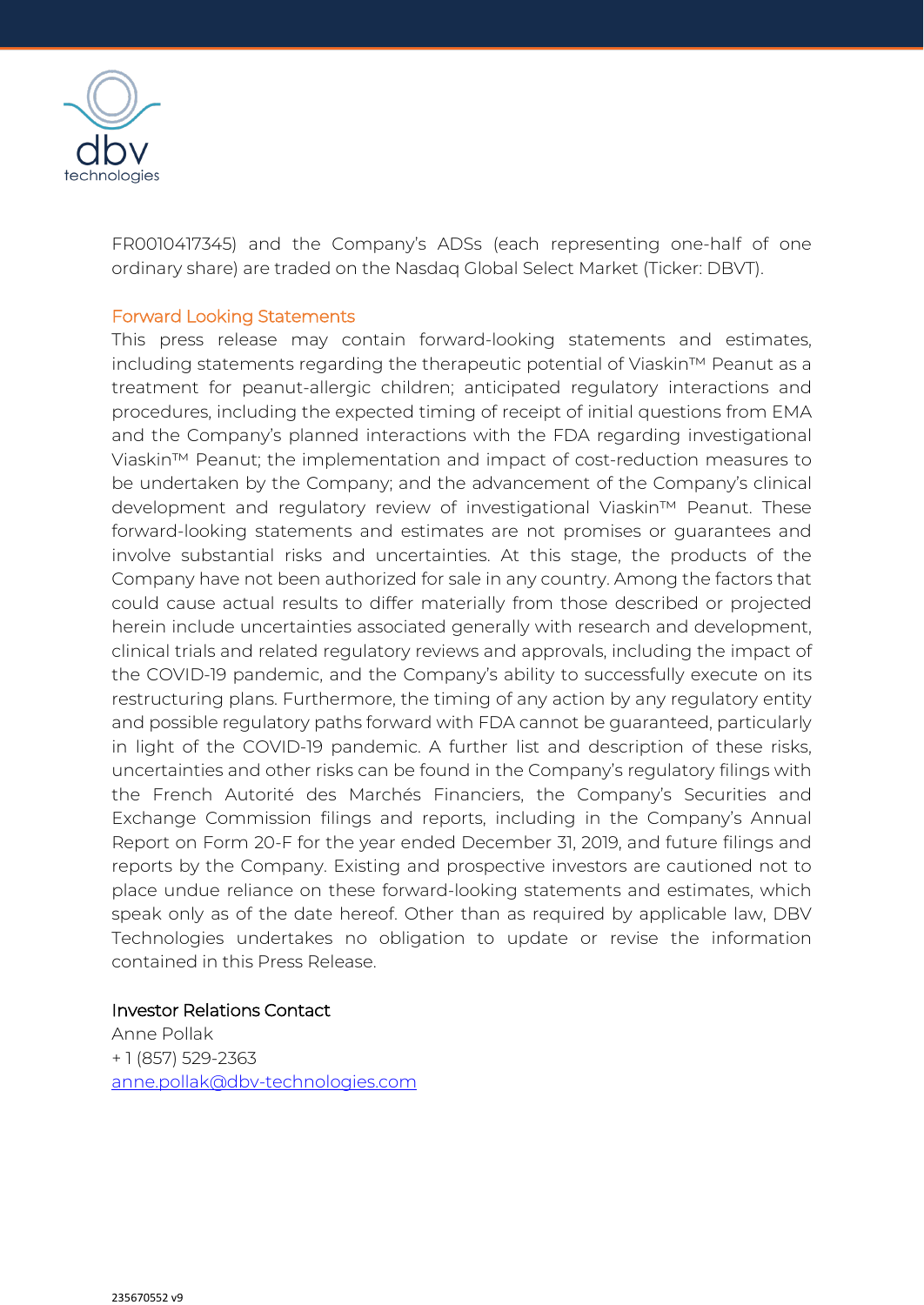FR0010417345) and the Company's ADSs (each representing one-half of one ordinary share) are traded on the Nasdaq Global Select Market (Ticker: DBVT).

## Forward Looking Statements

This press release may contain forward-looking statements and estimates, including statements regarding the therapeutic potential of Viaskin™ Peanut as a treatment for peanut-allergic children; anticipated regulatory interactions and procedures, including the expected timing of receipt of initial questions from EMA and the Company's planned interactions with the FDA regarding investigational Viaskin™ Peanut; the implementation and impact of cost-reduction measures to be undertaken by the Company; and the advancement of the Company's clinical development and regulatory review of investigational Viaskin™ Peanut. These forward-looking statements and estimates are not promises or guarantees and involve substantial risks and uncertainties. At this stage, the products of the Company have not been authorized for sale in any country. Among the factors that could cause actual results to differ materially from those described or projected herein include uncertainties associated generally with research and development, clinical trials and related regulatory reviews and approvals, including the impact of the COVID-19 pandemic, and the Company's ability to successfully execute on its restructuring plans. Furthermore, the timing of any action by any regulatory entity and possible regulatory paths forward with FDA cannot be guaranteed, particularly in light of the COVID-19 pandemic. A further list and description of these risks, uncertainties and other risks can be found in the Company's regulatory filings with the French Autorité des Marchés Financiers, the Company's Securities and Exchange Commission filings and reports, including in the Company's Annual Report on Form 20-F for the year ended December 31, 2019, and future filings and reports by the Company. Existing and prospective investors are cautioned not to place undue reliance on these forward-looking statements and estimates, which speak only as of the date hereof. Other than as required by applicable law, DBV Technologies undertakes no obligation to update or revise the information contained in this Press Release.

**Investor Relations Contact**
Anne Pollak
+ 1 (857) 529-2363
anne.pollak@dbv-technologies.com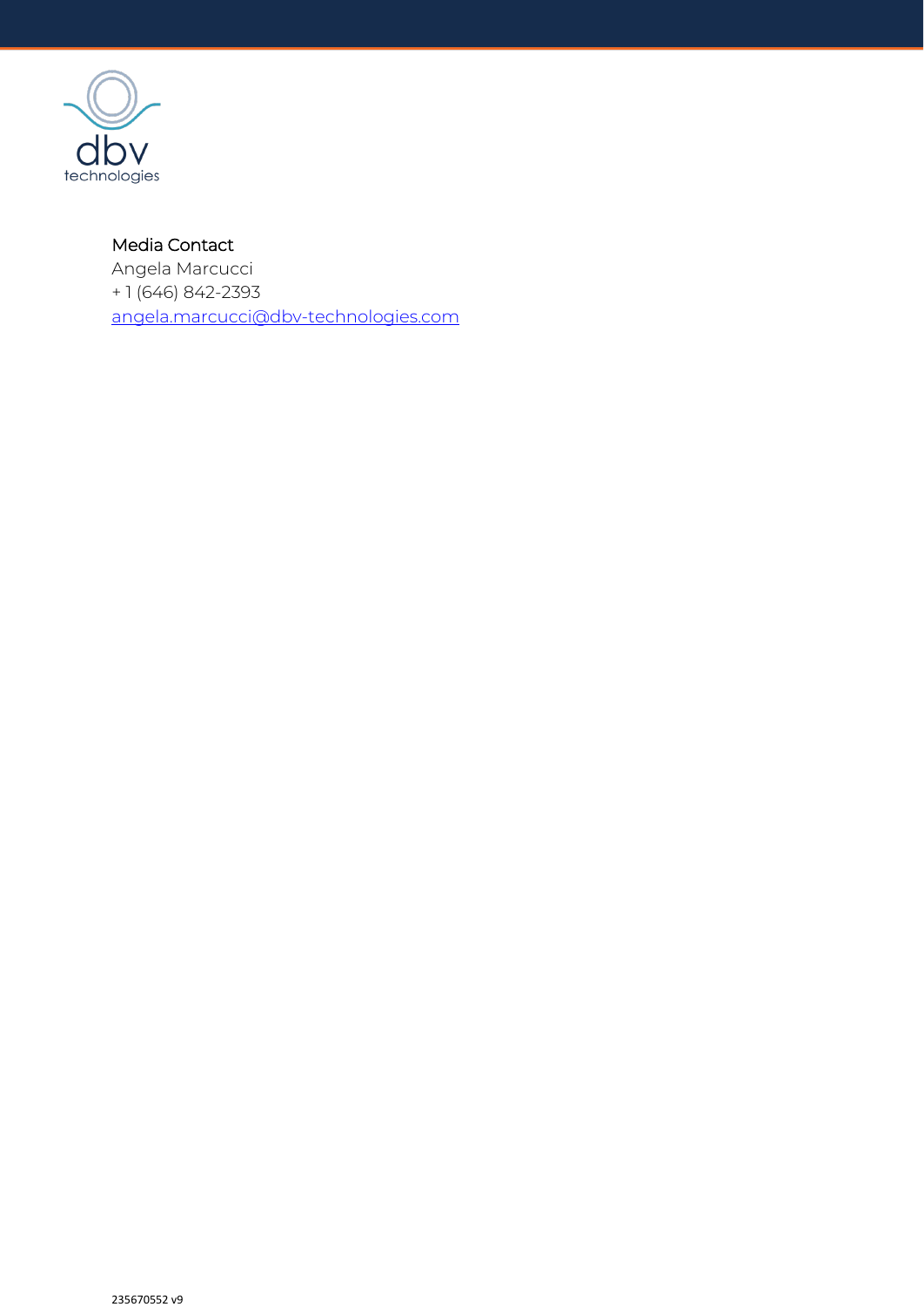Media Contact
Angela Marcucci
+ 1 (646) 842-2393
angela.marcucci@dbv-technologies.com

235670552 v9